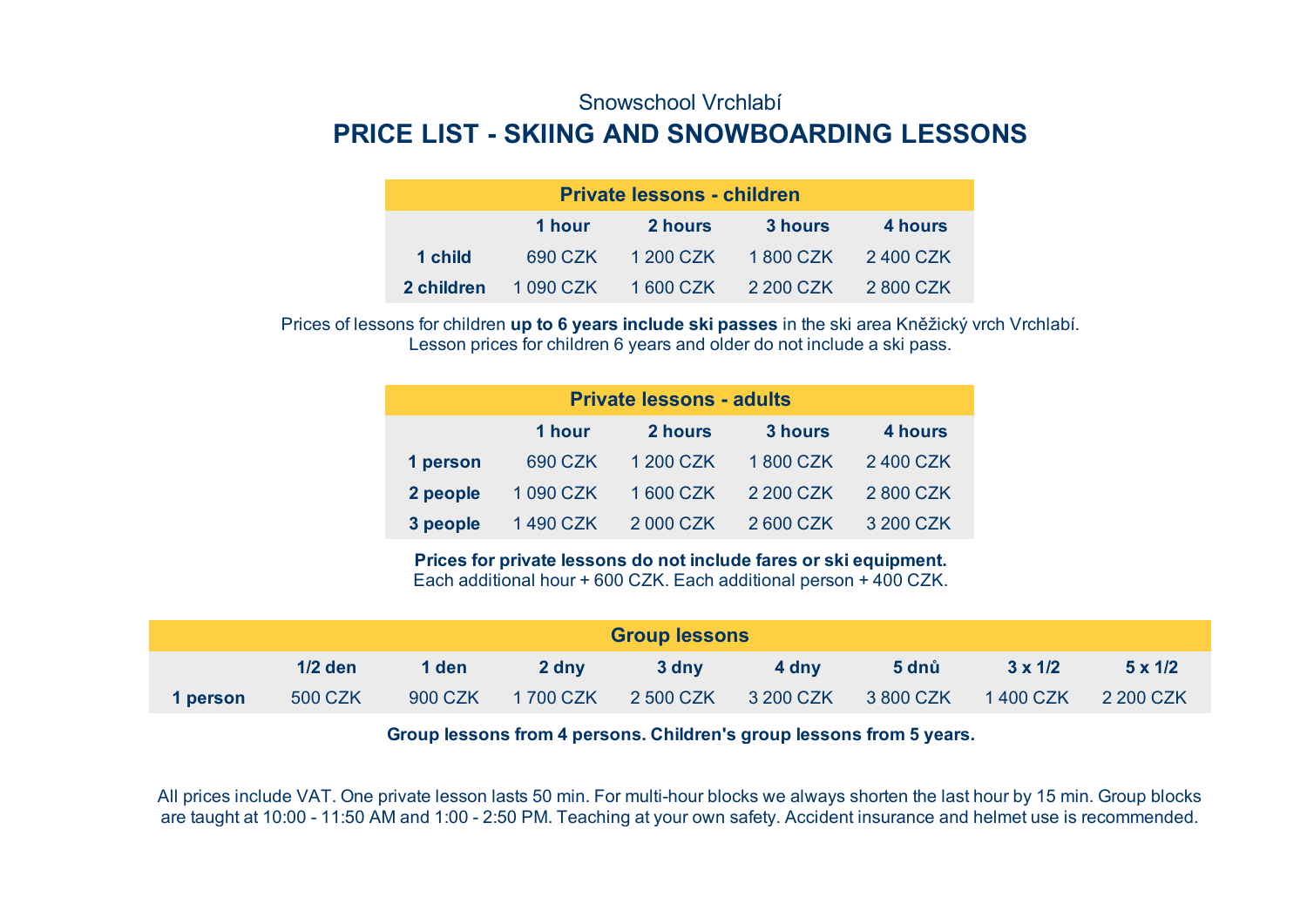Snowschool Vrchlabí

# PRICE LIST - SKIING AND SNOWBOARDING LESSONS

| Private lessons - children | | | | |
|---|---|---|---|---|
| | **1 hour** | **2 hours** | **3 hours** | **4 hours** |
| **1 child** | 690 CZK | 1 200 CZK | 1 800 CZK | 2 400 CZK |
| **2 children** | 1 090 CZK | 1 600 CZK | 2 200 CZK | 2 800 CZK |

Prices of lessons for children **up to 6 years include ski passes** in the ski area Kněžický vrch Vrchlabí.
Lesson prices for children 6 years and older do not include a ski pass.

| Private lessons - adults | | | | |
|---|---|---|---|---|
| | **1 hour** | **2 hours** | **3 hours** | **4 hours** |
| **1 person** | 690 CZK | 1 200 CZK | 1 800 CZK | 2 400 CZK |
| **2 people** | 1 090 CZK | 1 600 CZK | 2 200 CZK | 2 800 CZK |
| **3 people** | 1 490 CZK | 2 000 CZK | 2 600 CZK | 3 200 CZK |

**Prices for private lessons do not include fares or ski equipment.**
Each additional hour + 600 CZK. Each additional person + 400 CZK.

| Group lessons | | | | | | | | |
|---|---|---|---|---|---|---|---|---|
| | **1/2 den** | **1 den** | **2 dny** | **3 dny** | **4 dny** | **5 dnů** | **3 x 1/2** | **5 x 1/2** |
| **1 person** | 500 CZK | 900 CZK | 1 700 CZK | 2 500 CZK | 3 200 CZK | 3 800 CZK | 1 400 CZK | 2 200 CZK |

**Group lessons from 4 persons. Children's group lessons from 5 years.**

All prices include VAT. One private lesson lasts 50 min. For multi-hour blocks we always shorten the last hour by 15 min. Group blocks are taught at 10:00 - 11:50 AM and 1:00 - 2:50 PM. Teaching at your own safety. Accident insurance and helmet use is recommended.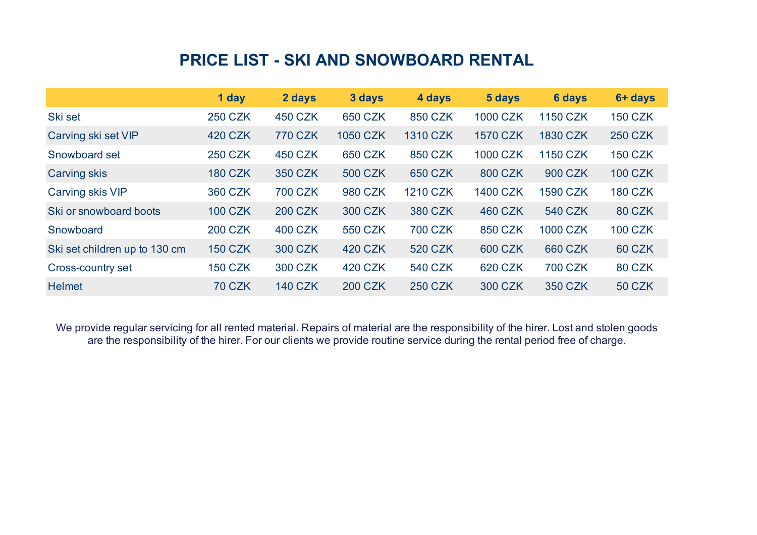# PRICE LIST - SKI AND SNOWBOARD RENTAL

| | 1 day | 2 days | 3 days | 4 days | 5 days | 6 days | 6+ days |
|---|---|---|---|---|---|---|---|
| Ski set | 250 CZK | 450 CZK | 650 CZK | 850 CZK | 1000 CZK | 1150 CZK | 150 CZK |
| Carving ski set VIP | 420 CZK | 770 CZK | 1050 CZK | 1310 CZK | 1570 CZK | 1830 CZK | 250 CZK |
| Snowboard set | 250 CZK | 450 CZK | 650 CZK | 850 CZK | 1000 CZK | 1150 CZK | 150 CZK |
| Carving skis | 180 CZK | 350 CZK | 500 CZK | 650 CZK | 800 CZK | 900 CZK | 100 CZK |
| Carving skis VIP | 360 CZK | 700 CZK | 980 CZK | 1210 CZK | 1400 CZK | 1590 CZK | 180 CZK |
| Ski or snowboard boots | 100 CZK | 200 CZK | 300 CZK | 380 CZK | 460 CZK | 540 CZK | 80 CZK |
| Snowboard | 200 CZK | 400 CZK | 550 CZK | 700 CZK | 850 CZK | 1000 CZK | 100 CZK |
| Ski set children up to 130 cm | 150 CZK | 300 CZK | 420 CZK | 520 CZK | 600 CZK | 660 CZK | 60 CZK |
| Cross-country set | 150 CZK | 300 CZK | 420 CZK | 540 CZK | 620 CZK | 700 CZK | 80 CZK |
| Helmet | 70 CZK | 140 CZK | 200 CZK | 250 CZK | 300 CZK | 350 CZK | 50 CZK |

We provide regular servicing for all rented material. Repairs of material are the responsibility of the hirer. Lost and stolen goods are the responsibility of the hirer. For our clients we provide routine service during the rental period free of charge.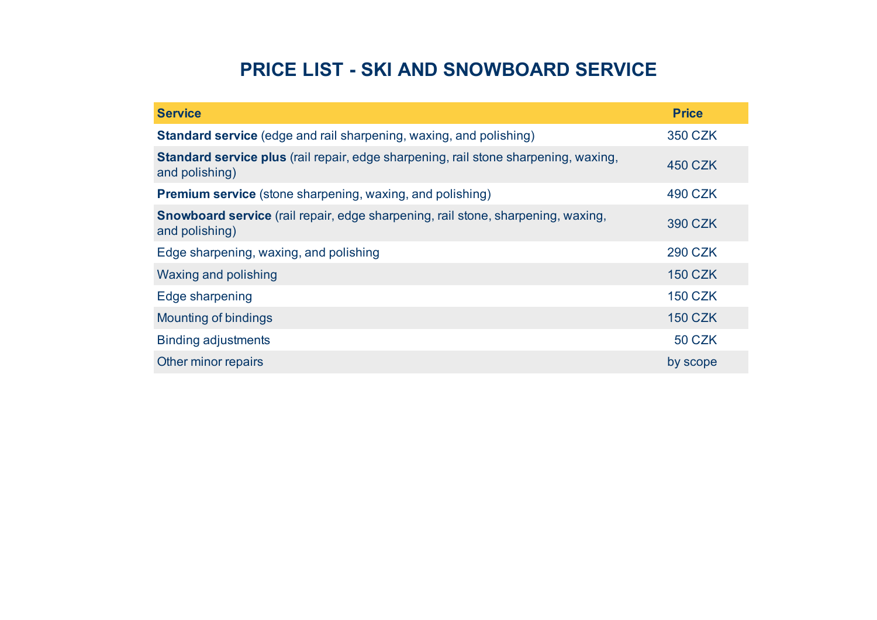# PRICE LIST - SKI AND SNOWBOARD SERVICE

| Service | Price |
|---|---|
| **Standard service** (edge and rail sharpening, waxing, and polishing) | 350 CZK |
| **Standard service plus** (rail repair, edge sharpening, rail stone sharpening, waxing, and polishing) | 450 CZK |
| **Premium service** (stone sharpening, waxing, and polishing) | 490 CZK |
| **Snowboard service** (rail repair, edge sharpening, rail stone, sharpening, waxing, and polishing) | 390 CZK |
| Edge sharpening, waxing, and polishing | 290 CZK |
| Waxing and polishing | 150 CZK |
| Edge sharpening | 150 CZK |
| Mounting of bindings | 150 CZK |
| Binding adjustments | 50 CZK |
| Other minor repairs | by scope |